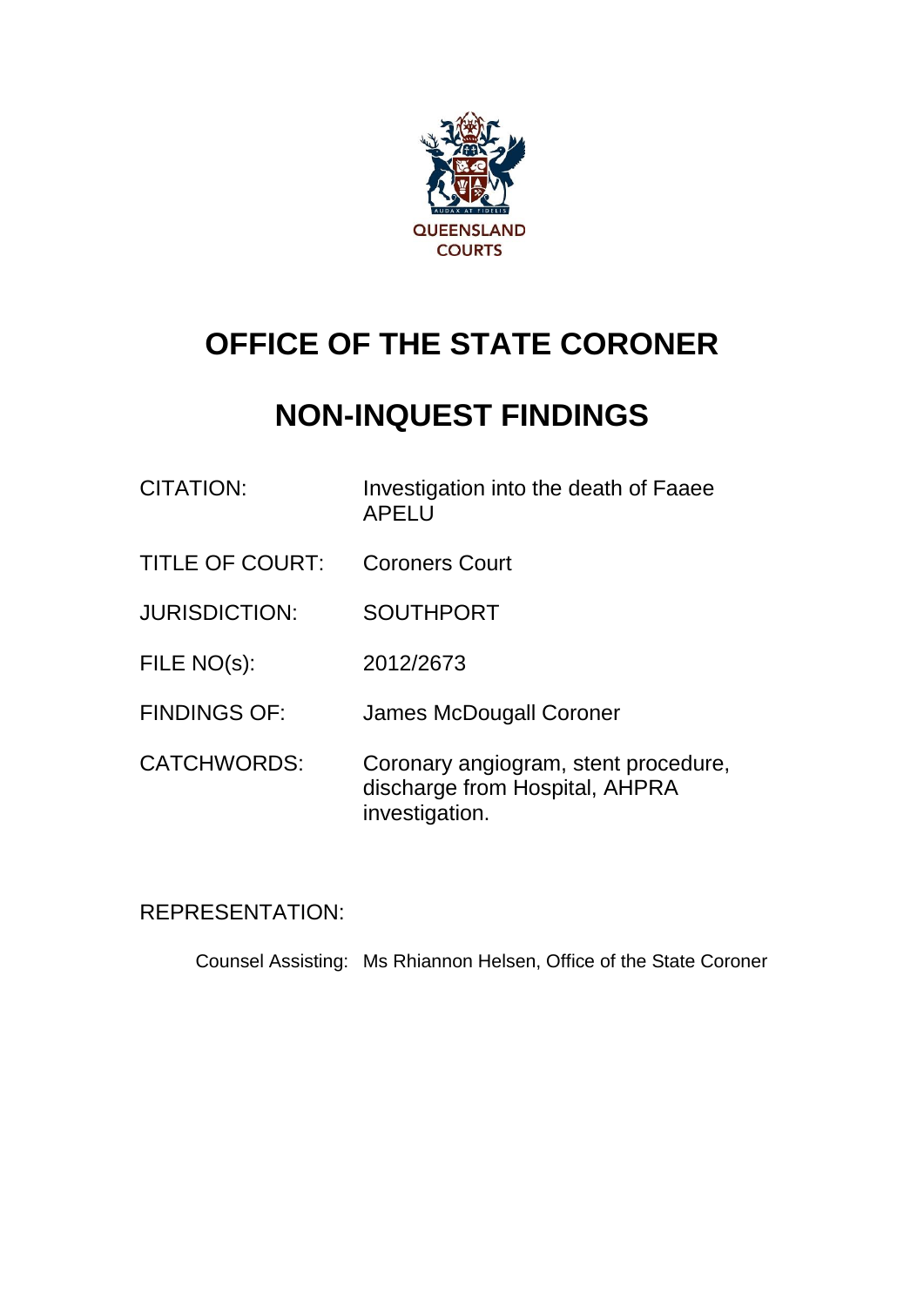QUEENSLAND COURTS

# OFFICE OF THE STATE CORONER

# NON-INQUEST FINDINGS

| | |
|---|---|
| CITATION: | Investigation into the death of Faaee APELU |
| TITLE OF COURT: | Coroners Court |
| JURISDICTION: | SOUTHPORT |
| FILE NO(s): | 2012/2673 |
| FINDINGS OF: | James McDougall Coroner |
| CATCHWORDS: | Coronary angiogram, stent procedure, discharge from Hospital, AHPRA investigation. |

REPRESENTATION:

Counsel Assisting: Ms Rhiannon Helsen, Office of the State Coroner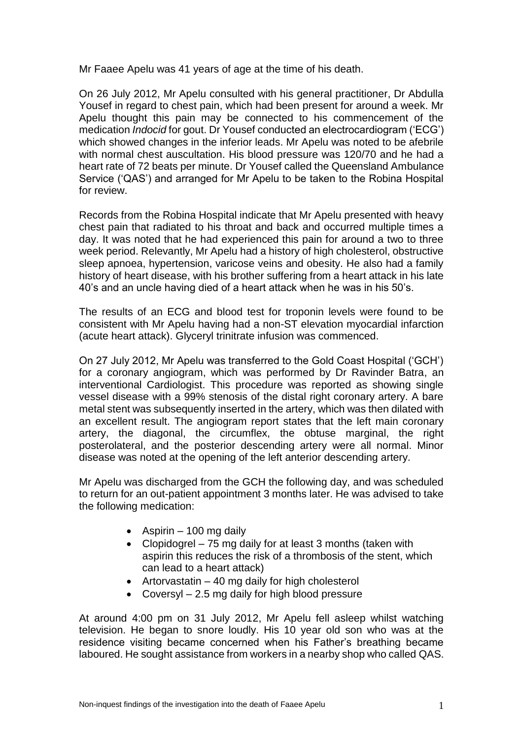Mr Faaee Apelu was 41 years of age at the time of his death.

On 26 July 2012, Mr Apelu consulted with his general practitioner, Dr Abdulla Yousef in regard to chest pain, which had been present for around a week. Mr Apelu thought this pain may be connected to his commencement of the medication *Indocid* for gout. Dr Yousef conducted an electrocardiogram ('ECG') which showed changes in the inferior leads. Mr Apelu was noted to be afebrile with normal chest auscultation. His blood pressure was 120/70 and he had a heart rate of 72 beats per minute. Dr Yousef called the Queensland Ambulance Service ('QAS') and arranged for Mr Apelu to be taken to the Robina Hospital for review.

Records from the Robina Hospital indicate that Mr Apelu presented with heavy chest pain that radiated to his throat and back and occurred multiple times a day. It was noted that he had experienced this pain for around a two to three week period. Relevantly, Mr Apelu had a history of high cholesterol, obstructive sleep apnoea, hypertension, varicose veins and obesity. He also had a family history of heart disease, with his brother suffering from a heart attack in his late 40's and an uncle having died of a heart attack when he was in his 50's.

The results of an ECG and blood test for troponin levels were found to be consistent with Mr Apelu having had a non-ST elevation myocardial infarction (acute heart attack). Glyceryl trinitrate infusion was commenced.

On 27 July 2012, Mr Apelu was transferred to the Gold Coast Hospital ('GCH') for a coronary angiogram, which was performed by Dr Ravinder Batra, an interventional Cardiologist. This procedure was reported as showing single vessel disease with a 99% stenosis of the distal right coronary artery. A bare metal stent was subsequently inserted in the artery, which was then dilated with an excellent result. The angiogram report states that the left main coronary artery, the diagonal, the circumflex, the obtuse marginal, the right posterolateral, and the posterior descending artery were all normal. Minor disease was noted at the opening of the left anterior descending artery.

Mr Apelu was discharged from the GCH the following day, and was scheduled to return for an out-patient appointment 3 months later. He was advised to take the following medication:

- Aspirin – 100 mg daily
- Clopidogrel – 75 mg daily for at least 3 months (taken with aspirin this reduces the risk of a thrombosis of the stent, which can lead to a heart attack)
- Artorvastatin – 40 mg daily for high cholesterol
- Coversyl – 2.5 mg daily for high blood pressure

At around 4:00 pm on 31 July 2012, Mr Apelu fell asleep whilst watching television. He began to snore loudly. His 10 year old son who was at the residence visiting became concerned when his Father's breathing became laboured. He sought assistance from workers in a nearby shop who called QAS.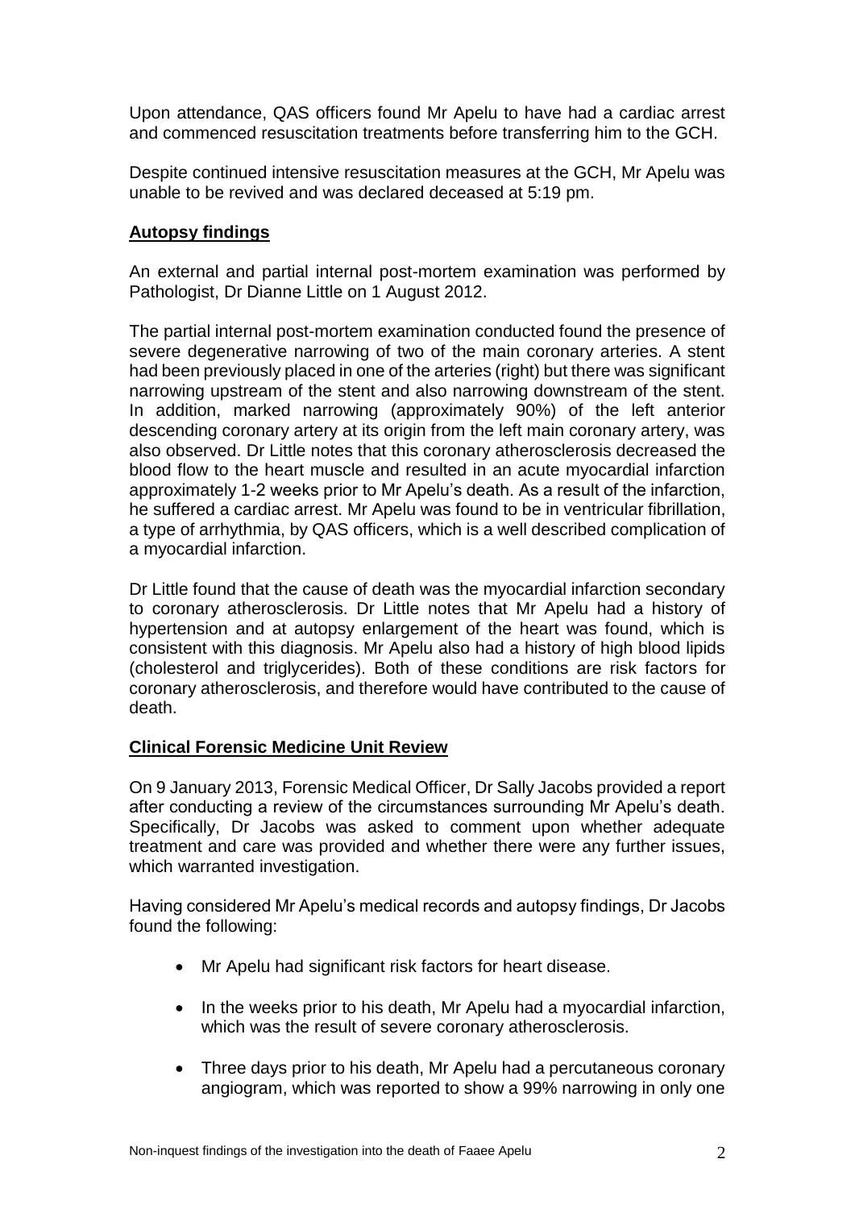Upon attendance, QAS officers found Mr Apelu to have had a cardiac arrest and commenced resuscitation treatments before transferring him to the GCH.

Despite continued intensive resuscitation measures at the GCH, Mr Apelu was unable to be revived and was declared deceased at 5:19 pm.

## **Autopsy findings**

An external and partial internal post-mortem examination was performed by Pathologist, Dr Dianne Little on 1 August 2012.

The partial internal post-mortem examination conducted found the presence of severe degenerative narrowing of two of the main coronary arteries. A stent had been previously placed in one of the arteries (right) but there was significant narrowing upstream of the stent and also narrowing downstream of the stent. In addition, marked narrowing (approximately 90%) of the left anterior descending coronary artery at its origin from the left main coronary artery, was also observed. Dr Little notes that this coronary atherosclerosis decreased the blood flow to the heart muscle and resulted in an acute myocardial infarction approximately 1-2 weeks prior to Mr Apelu's death. As a result of the infarction, he suffered a cardiac arrest. Mr Apelu was found to be in ventricular fibrillation, a type of arrhythmia, by QAS officers, which is a well described complication of a myocardial infarction.

Dr Little found that the cause of death was the myocardial infarction secondary to coronary atherosclerosis. Dr Little notes that Mr Apelu had a history of hypertension and at autopsy enlargement of the heart was found, which is consistent with this diagnosis. Mr Apelu also had a history of high blood lipids (cholesterol and triglycerides). Both of these conditions are risk factors for coronary atherosclerosis, and therefore would have contributed to the cause of death.

## **Clinical Forensic Medicine Unit Review**

On 9 January 2013, Forensic Medical Officer, Dr Sally Jacobs provided a report after conducting a review of the circumstances surrounding Mr Apelu's death. Specifically, Dr Jacobs was asked to comment upon whether adequate treatment and care was provided and whether there were any further issues, which warranted investigation.

Having considered Mr Apelu's medical records and autopsy findings, Dr Jacobs found the following:

- Mr Apelu had significant risk factors for heart disease.
- In the weeks prior to his death, Mr Apelu had a myocardial infarction, which was the result of severe coronary atherosclerosis.
- Three days prior to his death, Mr Apelu had a percutaneous coronary angiogram, which was reported to show a 99% narrowing in only one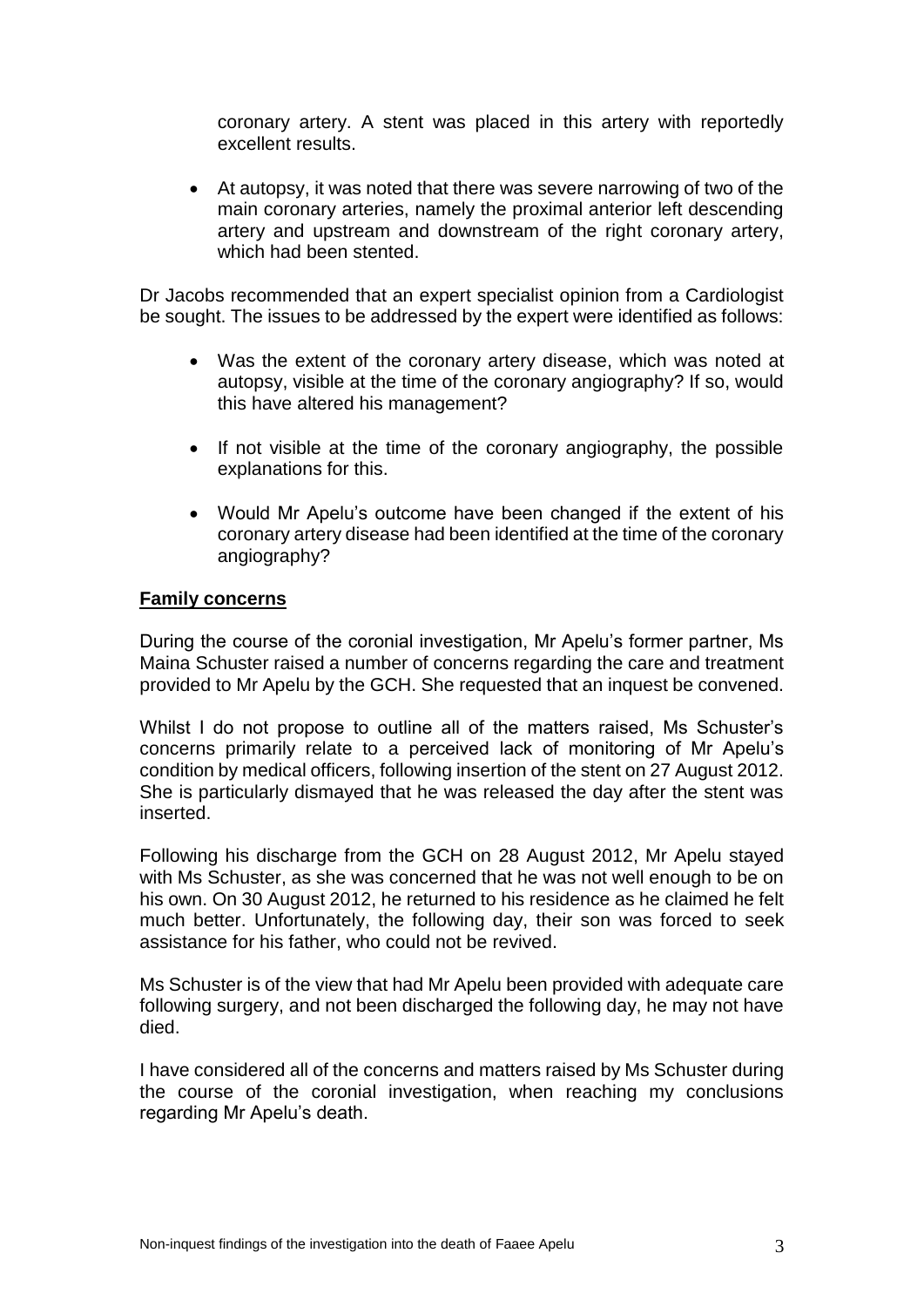coronary artery. A stent was placed in this artery with reportedly excellent results.

- At autopsy, it was noted that there was severe narrowing of two of the main coronary arteries, namely the proximal anterior left descending artery and upstream and downstream of the right coronary artery, which had been stented.

Dr Jacobs recommended that an expert specialist opinion from a Cardiologist be sought. The issues to be addressed by the expert were identified as follows:

- Was the extent of the coronary artery disease, which was noted at autopsy, visible at the time of the coronary angiography? If so, would this have altered his management?
- If not visible at the time of the coronary angiography, the possible explanations for this.
- Would Mr Apelu's outcome have been changed if the extent of his coronary artery disease had been identified at the time of the coronary angiography?

**Family concerns**

During the course of the coronial investigation, Mr Apelu's former partner, Ms Maina Schuster raised a number of concerns regarding the care and treatment provided to Mr Apelu by the GCH. She requested that an inquest be convened.

Whilst I do not propose to outline all of the matters raised, Ms Schuster's concerns primarily relate to a perceived lack of monitoring of Mr Apelu's condition by medical officers, following insertion of the stent on 27 August 2012. She is particularly dismayed that he was released the day after the stent was inserted.

Following his discharge from the GCH on 28 August 2012, Mr Apelu stayed with Ms Schuster, as she was concerned that he was not well enough to be on his own. On 30 August 2012, he returned to his residence as he claimed he felt much better. Unfortunately, the following day, their son was forced to seek assistance for his father, who could not be revived.

Ms Schuster is of the view that had Mr Apelu been provided with adequate care following surgery, and not been discharged the following day, he may not have died.

I have considered all of the concerns and matters raised by Ms Schuster during the course of the coronial investigation, when reaching my conclusions regarding Mr Apelu's death.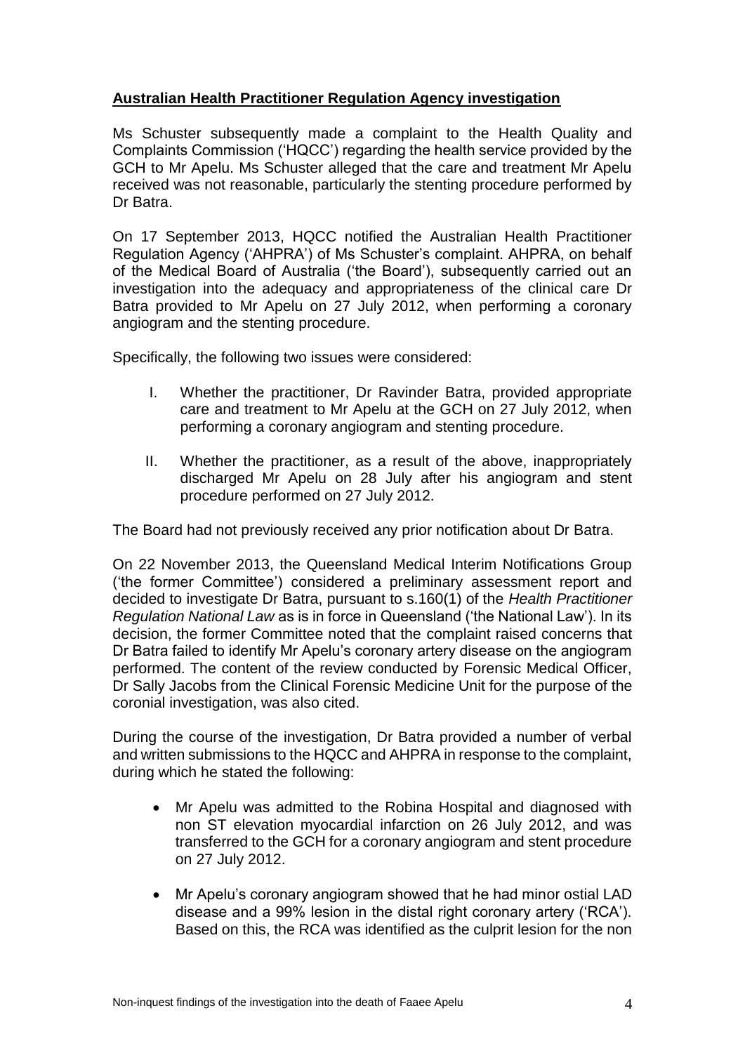## Australian Health Practitioner Regulation Agency investigation

Ms Schuster subsequently made a complaint to the Health Quality and Complaints Commission ('HQCC') regarding the health service provided by the GCH to Mr Apelu. Ms Schuster alleged that the care and treatment Mr Apelu received was not reasonable, particularly the stenting procedure performed by Dr Batra.

On 17 September 2013, HQCC notified the Australian Health Practitioner Regulation Agency ('AHPRA') of Ms Schuster's complaint. AHPRA, on behalf of the Medical Board of Australia ('the Board'), subsequently carried out an investigation into the adequacy and appropriateness of the clinical care Dr Batra provided to Mr Apelu on 27 July 2012, when performing a coronary angiogram and the stenting procedure.

Specifically, the following two issues were considered:

I. Whether the practitioner, Dr Ravinder Batra, provided appropriate care and treatment to Mr Apelu at the GCH on 27 July 2012, when performing a coronary angiogram and stenting procedure.

II. Whether the practitioner, as a result of the above, inappropriately discharged Mr Apelu on 28 July after his angiogram and stent procedure performed on 27 July 2012.

The Board had not previously received any prior notification about Dr Batra.

On 22 November 2013, the Queensland Medical Interim Notifications Group ('the former Committee') considered a preliminary assessment report and decided to investigate Dr Batra, pursuant to s.160(1) of the *Health Practitioner Regulation National Law* as is in force in Queensland ('the National Law'). In its decision, the former Committee noted that the complaint raised concerns that Dr Batra failed to identify Mr Apelu's coronary artery disease on the angiogram performed. The content of the review conducted by Forensic Medical Officer, Dr Sally Jacobs from the Clinical Forensic Medicine Unit for the purpose of the coronial investigation, was also cited.

During the course of the investigation, Dr Batra provided a number of verbal and written submissions to the HQCC and AHPRA in response to the complaint, during which he stated the following:

- Mr Apelu was admitted to the Robina Hospital and diagnosed with non ST elevation myocardial infarction on 26 July 2012, and was transferred to the GCH for a coronary angiogram and stent procedure on 27 July 2012.
- Mr Apelu's coronary angiogram showed that he had minor ostial LAD disease and a 99% lesion in the distal right coronary artery ('RCA'). Based on this, the RCA was identified as the culprit lesion for the non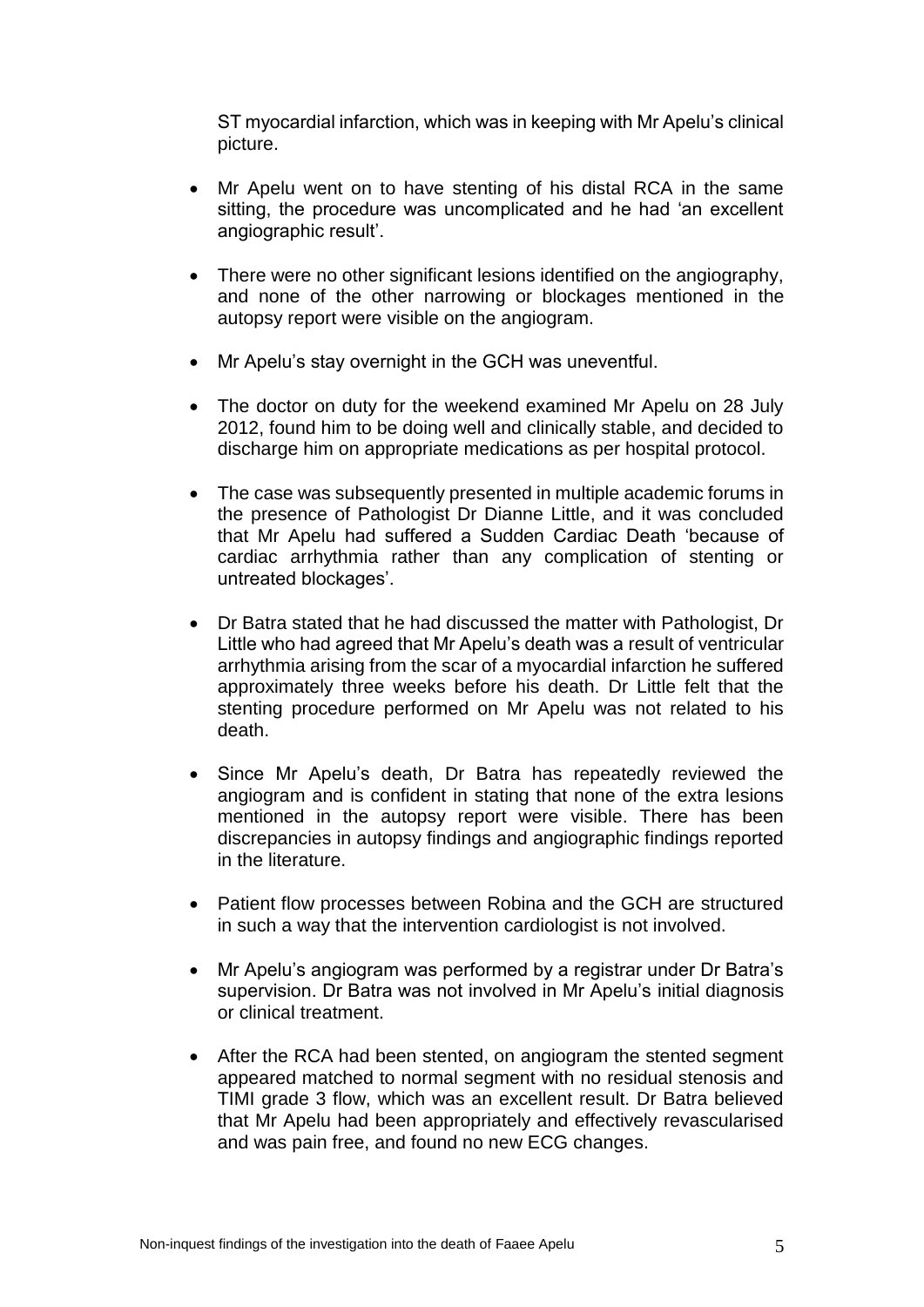ST myocardial infarction, which was in keeping with Mr Apelu's clinical picture.

- Mr Apelu went on to have stenting of his distal RCA in the same sitting, the procedure was uncomplicated and he had 'an excellent angiographic result'.
- There were no other significant lesions identified on the angiography, and none of the other narrowing or blockages mentioned in the autopsy report were visible on the angiogram.
- Mr Apelu's stay overnight in the GCH was uneventful.
- The doctor on duty for the weekend examined Mr Apelu on 28 July 2012, found him to be doing well and clinically stable, and decided to discharge him on appropriate medications as per hospital protocol.
- The case was subsequently presented in multiple academic forums in the presence of Pathologist Dr Dianne Little, and it was concluded that Mr Apelu had suffered a Sudden Cardiac Death 'because of cardiac arrhythmia rather than any complication of stenting or untreated blockages'.
- Dr Batra stated that he had discussed the matter with Pathologist, Dr Little who had agreed that Mr Apelu's death was a result of ventricular arrhythmia arising from the scar of a myocardial infarction he suffered approximately three weeks before his death. Dr Little felt that the stenting procedure performed on Mr Apelu was not related to his death.
- Since Mr Apelu's death, Dr Batra has repeatedly reviewed the angiogram and is confident in stating that none of the extra lesions mentioned in the autopsy report were visible. There has been discrepancies in autopsy findings and angiographic findings reported in the literature.
- Patient flow processes between Robina and the GCH are structured in such a way that the intervention cardiologist is not involved.
- Mr Apelu's angiogram was performed by a registrar under Dr Batra's supervision. Dr Batra was not involved in Mr Apelu's initial diagnosis or clinical treatment.
- After the RCA had been stented, on angiogram the stented segment appeared matched to normal segment with no residual stenosis and TIMI grade 3 flow, which was an excellent result. Dr Batra believed that Mr Apelu had been appropriately and effectively revascularised and was pain free, and found no new ECG changes.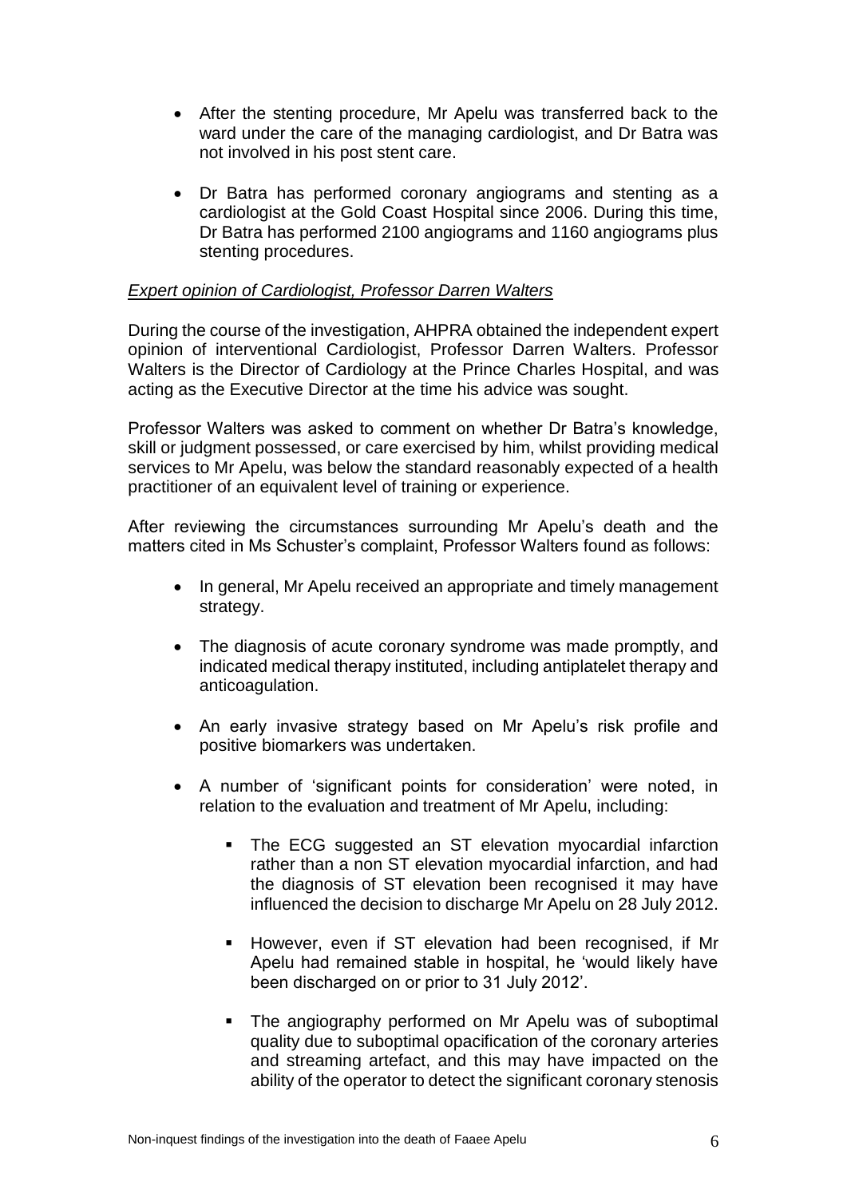- After the stenting procedure, Mr Apelu was transferred back to the ward under the care of the managing cardiologist, and Dr Batra was not involved in his post stent care.
- Dr Batra has performed coronary angiograms and stenting as a cardiologist at the Gold Coast Hospital since 2006. During this time, Dr Batra has performed 2100 angiograms and 1160 angiograms plus stenting procedures.

*Expert opinion of Cardiologist, Professor Darren Walters*

During the course of the investigation, AHPRA obtained the independent expert opinion of interventional Cardiologist, Professor Darren Walters. Professor Walters is the Director of Cardiology at the Prince Charles Hospital, and was acting as the Executive Director at the time his advice was sought.

Professor Walters was asked to comment on whether Dr Batra's knowledge, skill or judgment possessed, or care exercised by him, whilst providing medical services to Mr Apelu, was below the standard reasonably expected of a health practitioner of an equivalent level of training or experience.

After reviewing the circumstances surrounding Mr Apelu's death and the matters cited in Ms Schuster's complaint, Professor Walters found as follows:

- In general, Mr Apelu received an appropriate and timely management strategy.
- The diagnosis of acute coronary syndrome was made promptly, and indicated medical therapy instituted, including antiplatelet therapy and anticoagulation.
- An early invasive strategy based on Mr Apelu's risk profile and positive biomarkers was undertaken.
- A number of 'significant points for consideration' were noted, in relation to the evaluation and treatment of Mr Apelu, including:
    - The ECG suggested an ST elevation myocardial infarction rather than a non ST elevation myocardial infarction, and had the diagnosis of ST elevation been recognised it may have influenced the decision to discharge Mr Apelu on 28 July 2012.
    - However, even if ST elevation had been recognised, if Mr Apelu had remained stable in hospital, he 'would likely have been discharged on or prior to 31 July 2012'.
    - The angiography performed on Mr Apelu was of suboptimal quality due to suboptimal opacification of the coronary arteries and streaming artefact, and this may have impacted on the ability of the operator to detect the significant coronary stenosis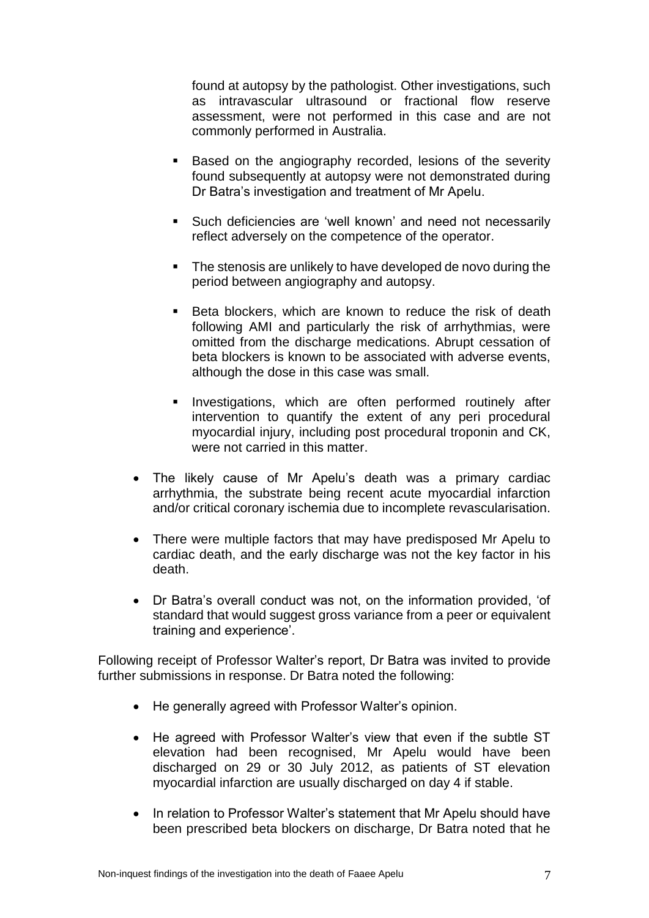found at autopsy by the pathologist. Other investigations, such as intravascular ultrasound or fractional flow reserve assessment, were not performed in this case and are not commonly performed in Australia.

  - Based on the angiography recorded, lesions of the severity found subsequently at autopsy were not demonstrated during Dr Batra's investigation and treatment of Mr Apelu.
  - Such deficiencies are 'well known' and need not necessarily reflect adversely on the competence of the operator.
  - The stenosis are unlikely to have developed de novo during the period between angiography and autopsy.
  - Beta blockers, which are known to reduce the risk of death following AMI and particularly the risk of arrhythmias, were omitted from the discharge medications. Abrupt cessation of beta blockers is known to be associated with adverse events, although the dose in this case was small.
  - Investigations, which are often performed routinely after intervention to quantify the extent of any peri procedural myocardial injury, including post procedural troponin and CK, were not carried in this matter.

- The likely cause of Mr Apelu's death was a primary cardiac arrhythmia, the substrate being recent acute myocardial infarction and/or critical coronary ischemia due to incomplete revascularisation.
- There were multiple factors that may have predisposed Mr Apelu to cardiac death, and the early discharge was not the key factor in his death.
- Dr Batra's overall conduct was not, on the information provided, 'of standard that would suggest gross variance from a peer or equivalent training and experience'.

Following receipt of Professor Walter's report, Dr Batra was invited to provide further submissions in response. Dr Batra noted the following:

- He generally agreed with Professor Walter's opinion.
- He agreed with Professor Walter's view that even if the subtle ST elevation had been recognised, Mr Apelu would have been discharged on 29 or 30 July 2012, as patients of ST elevation myocardial infarction are usually discharged on day 4 if stable.
- In relation to Professor Walter's statement that Mr Apelu should have been prescribed beta blockers on discharge, Dr Batra noted that he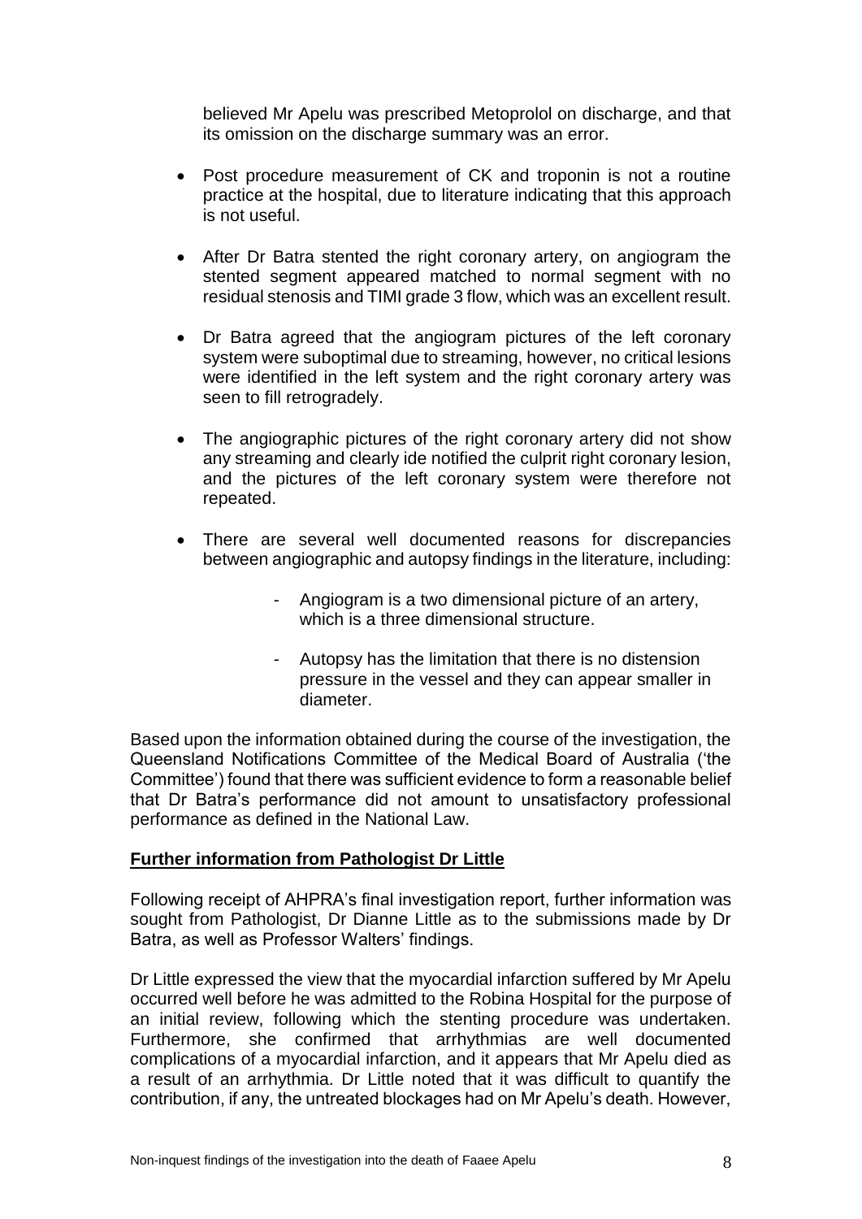believed Mr Apelu was prescribed Metoprolol on discharge, and that its omission on the discharge summary was an error.

- Post procedure measurement of CK and troponin is not a routine practice at the hospital, due to literature indicating that this approach is not useful.
- After Dr Batra stented the right coronary artery, on angiogram the stented segment appeared matched to normal segment with no residual stenosis and TIMI grade 3 flow, which was an excellent result.
- Dr Batra agreed that the angiogram pictures of the left coronary system were suboptimal due to streaming, however, no critical lesions were identified in the left system and the right coronary artery was seen to fill retrogradely.
- The angiographic pictures of the right coronary artery did not show any streaming and clearly ide notified the culprit right coronary lesion, and the pictures of the left coronary system were therefore not repeated.
- There are several well documented reasons for discrepancies between angiographic and autopsy findings in the literature, including:
    - Angiogram is a two dimensional picture of an artery, which is a three dimensional structure.
    - Autopsy has the limitation that there is no distension pressure in the vessel and they can appear smaller in diameter.

Based upon the information obtained during the course of the investigation, the Queensland Notifications Committee of the Medical Board of Australia ('the Committee') found that there was sufficient evidence to form a reasonable belief that Dr Batra's performance did not amount to unsatisfactory professional performance as defined in the National Law.

**Further information from Pathologist Dr Little**

Following receipt of AHPRA's final investigation report, further information was sought from Pathologist, Dr Dianne Little as to the submissions made by Dr Batra, as well as Professor Walters' findings.

Dr Little expressed the view that the myocardial infarction suffered by Mr Apelu occurred well before he was admitted to the Robina Hospital for the purpose of an initial review, following which the stenting procedure was undertaken. Furthermore, she confirmed that arrhythmias are well documented complications of a myocardial infarction, and it appears that Mr Apelu died as a result of an arrhythmia. Dr Little noted that it was difficult to quantify the contribution, if any, the untreated blockages had on Mr Apelu's death. However,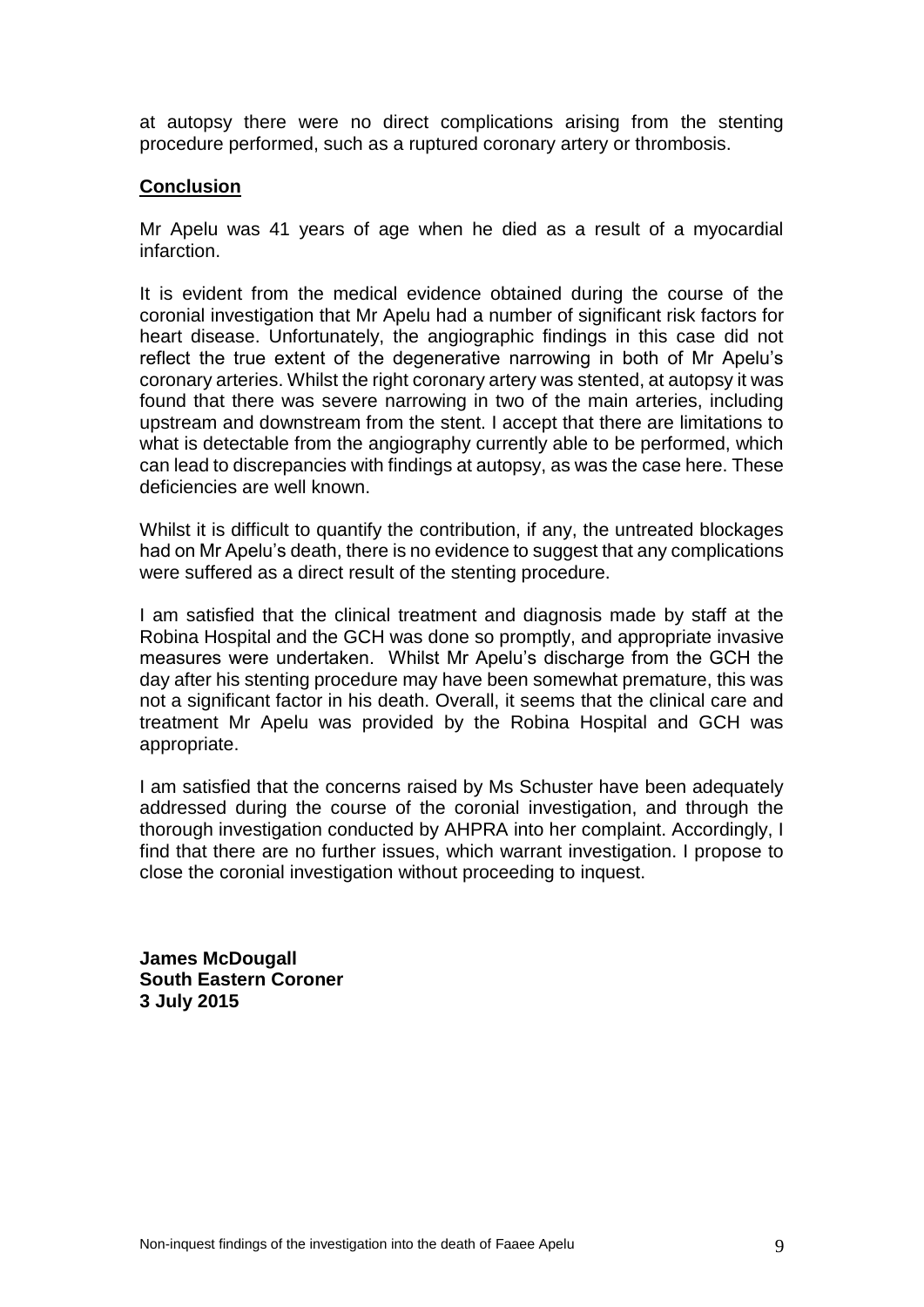at autopsy there were no direct complications arising from the stenting procedure performed, such as a ruptured coronary artery or thrombosis.

**Conclusion**

Mr Apelu was 41 years of age when he died as a result of a myocardial infarction.

It is evident from the medical evidence obtained during the course of the coronial investigation that Mr Apelu had a number of significant risk factors for heart disease. Unfortunately, the angiographic findings in this case did not reflect the true extent of the degenerative narrowing in both of Mr Apelu's coronary arteries. Whilst the right coronary artery was stented, at autopsy it was found that there was severe narrowing in two of the main arteries, including upstream and downstream from the stent. I accept that there are limitations to what is detectable from the angiography currently able to be performed, which can lead to discrepancies with findings at autopsy, as was the case here. These deficiencies are well known.

Whilst it is difficult to quantify the contribution, if any, the untreated blockages had on Mr Apelu's death, there is no evidence to suggest that any complications were suffered as a direct result of the stenting procedure.

I am satisfied that the clinical treatment and diagnosis made by staff at the Robina Hospital and the GCH was done so promptly, and appropriate invasive measures were undertaken. Whilst Mr Apelu's discharge from the GCH the day after his stenting procedure may have been somewhat premature, this was not a significant factor in his death. Overall, it seems that the clinical care and treatment Mr Apelu was provided by the Robina Hospital and GCH was appropriate.

I am satisfied that the concerns raised by Ms Schuster have been adequately addressed during the course of the coronial investigation, and through the thorough investigation conducted by AHPRA into her complaint. Accordingly, I find that there are no further issues, which warrant investigation. I propose to close the coronial investigation without proceeding to inquest.

**James McDougall**
**South Eastern Coroner**
**3 July 2015**